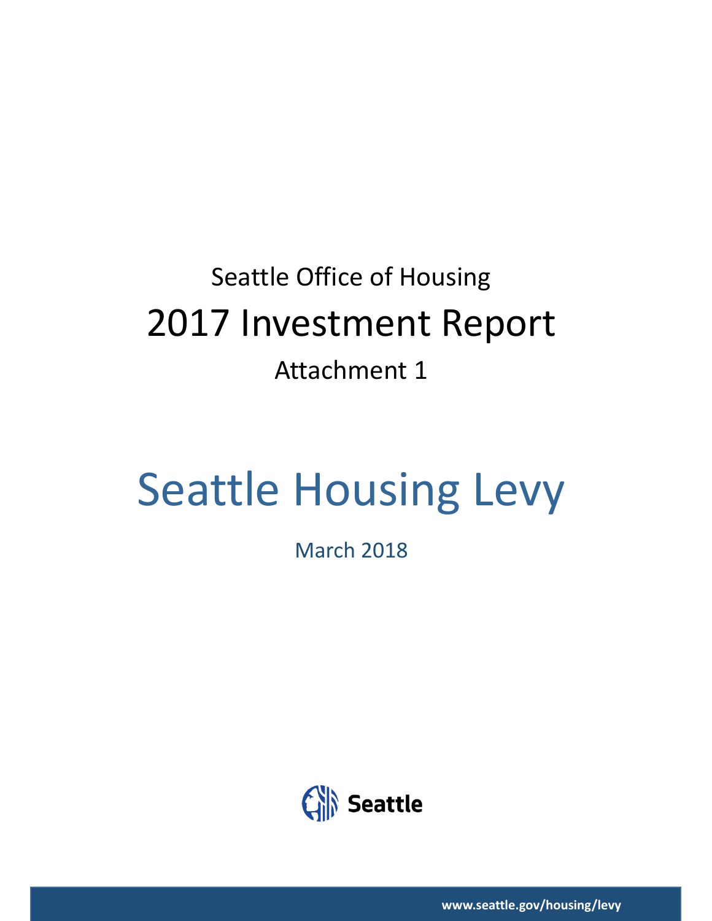Seattle Office of Housing

# 2017 Investment Report

Attachment 1

# Seattle Housing Levy

March 2018

Seattle

www.seattle.gov/housing/levy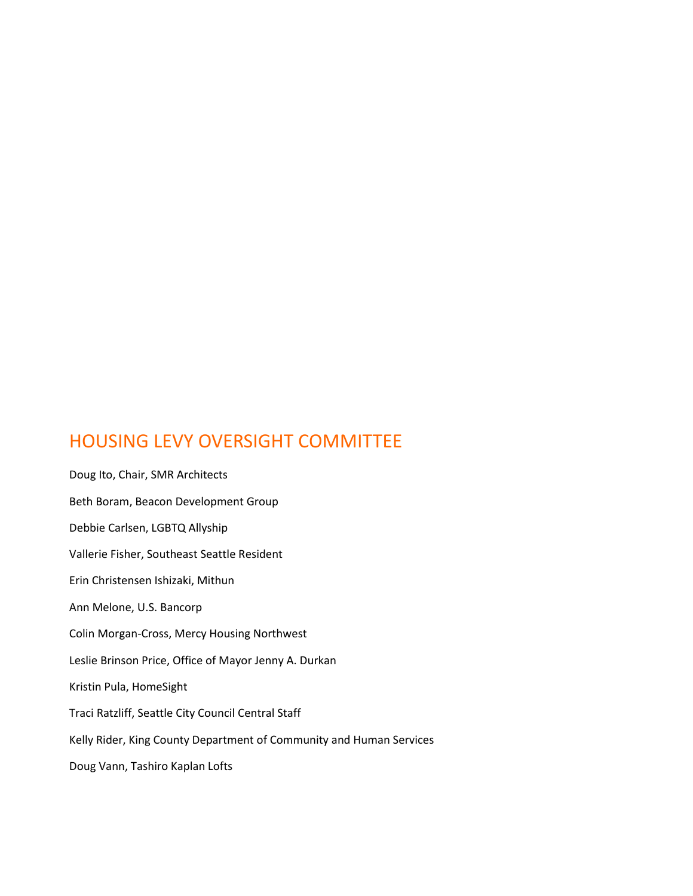## HOUSING LEVY OVERSIGHT COMMITTEE

Doug Ito, Chair, SMR Architects

Beth Boram, Beacon Development Group

Debbie Carlsen, LGBTQ Allyship

Vallerie Fisher, Southeast Seattle Resident

Erin Christensen Ishizaki, Mithun

Ann Melone, U.S. Bancorp

Colin Morgan-Cross, Mercy Housing Northwest

Leslie Brinson Price, Office of Mayor Jenny A. Durkan

Kristin Pula, HomeSight

Traci Ratzliff, Seattle City Council Central Staff

Kelly Rider, King County Department of Community and Human Services

Doug Vann, Tashiro Kaplan Lofts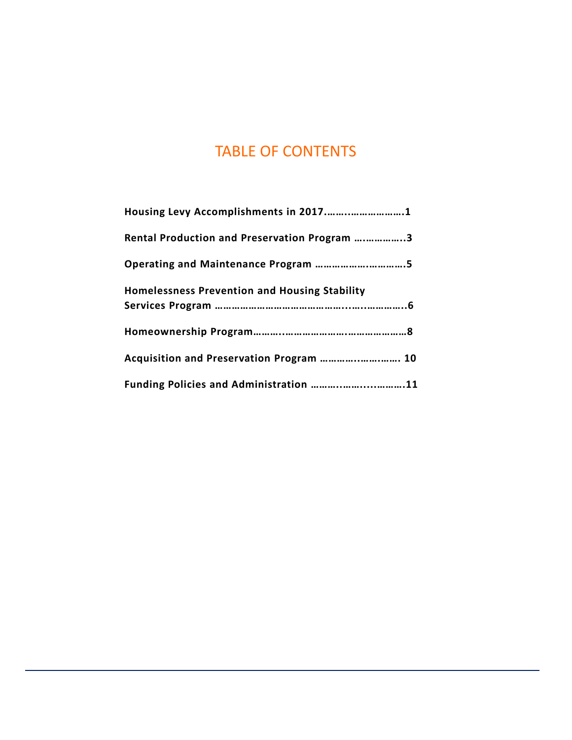# TABLE OF CONTENTS

**Housing Levy Accomplishments in 2017……..………………..1**

**Rental Production and Preservation Program ….…………..3**

**Operating and Maintenance Program …………….………….5**

**Homelessness Prevention and Housing Stability Services Program ………………………………….….…………..6**

**Homeownership Program………..………………….………………8**

**Acquisition and Preservation Program ………….…….……. 10**

**Funding Policies and Administration ……….…….….……….11**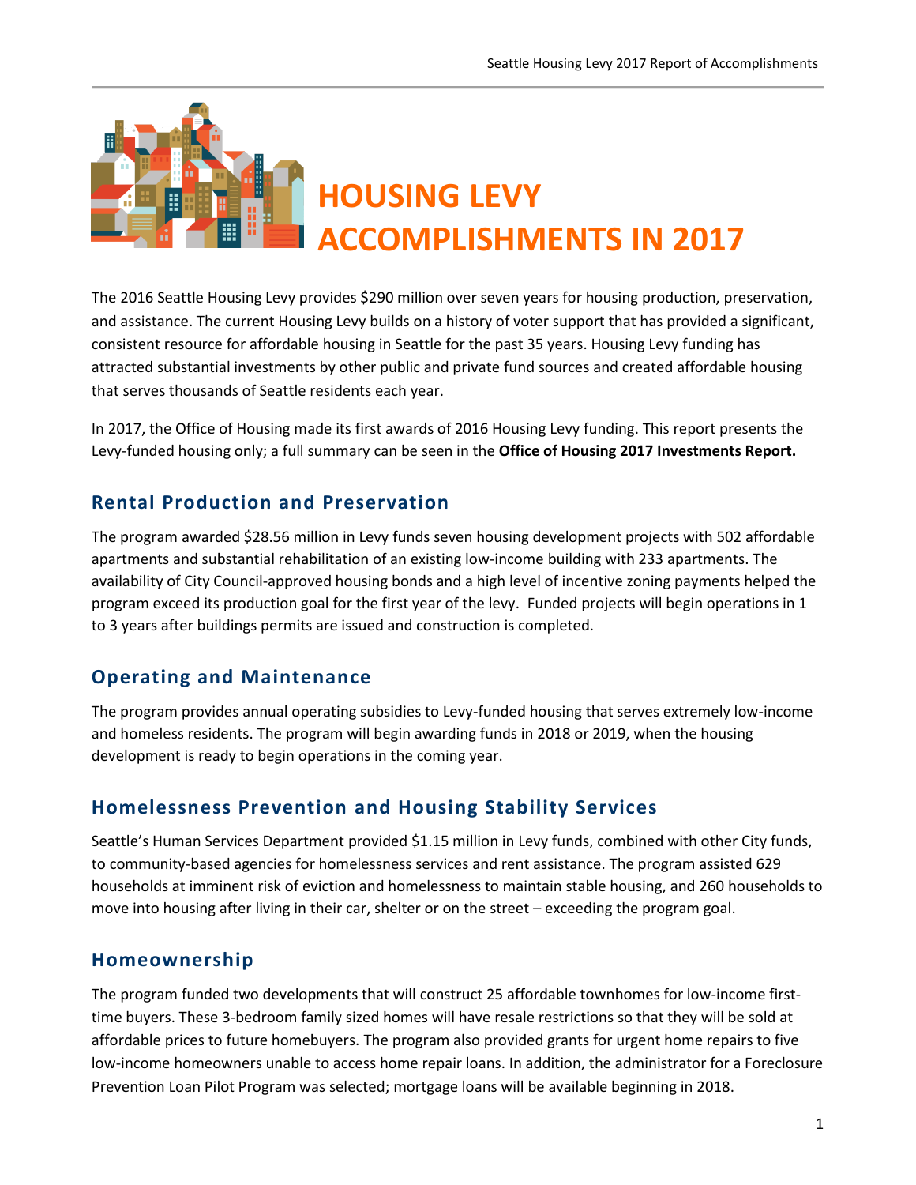# HOUSING LEVY ACCOMPLISHMENTS IN 2017

The 2016 Seattle Housing Levy provides $290 million over seven years for housing production, preservation, and assistance. The current Housing Levy builds on a history of voter support that has provided a significant, consistent resource for affordable housing in Seattle for the past 35 years. Housing Levy funding has attracted substantial investments by other public and private fund sources and created affordable housing that serves thousands of Seattle residents each year.

In 2017, the Office of Housing made its first awards of 2016 Housing Levy funding. This report presents the Levy-funded housing only; a full summary can be seen in the **Office of Housing 2017 Investments Report.**

## Rental Production and Preservation

The program awarded $28.56 million in Levy funds seven housing development projects with 502 affordable apartments and substantial rehabilitation of an existing low-income building with 233 apartments. The availability of City Council-approved housing bonds and a high level of incentive zoning payments helped the program exceed its production goal for the first year of the levy. Funded projects will begin operations in 1 to 3 years after buildings permits are issued and construction is completed.

## Operating and Maintenance

The program provides annual operating subsidies to Levy-funded housing that serves extremely low-income and homeless residents. The program will begin awarding funds in 2018 or 2019, when the housing development is ready to begin operations in the coming year.

## Homelessness Prevention and Housing Stability Services

Seattle's Human Services Department provided $1.15 million in Levy funds, combined with other City funds, to community-based agencies for homelessness services and rent assistance. The program assisted 629 households at imminent risk of eviction and homelessness to maintain stable housing, and 260 households to move into housing after living in their car, shelter or on the street – exceeding the program goal.

## Homeownership

The program funded two developments that will construct 25 affordable townhomes for low-income first-time buyers. These 3-bedroom family sized homes will have resale restrictions so that they will be sold at affordable prices to future homebuyers. The program also provided grants for urgent home repairs to five low-income homeowners unable to access home repair loans. In addition, the administrator for a Foreclosure Prevention Loan Pilot Program was selected; mortgage loans will be available beginning in 2018.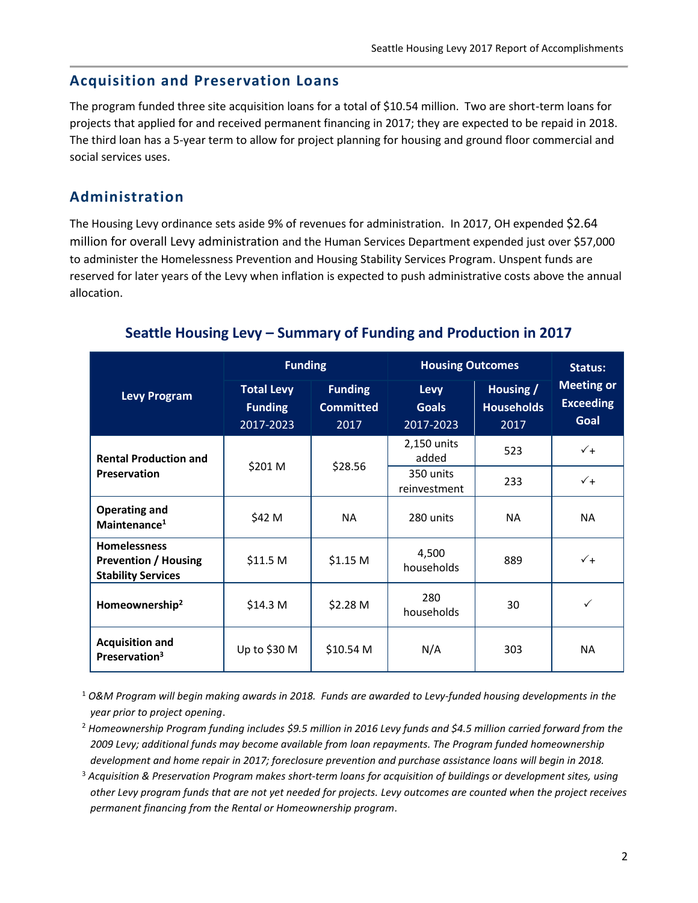## Acquisition and Preservation Loans

The program funded three site acquisition loans for a total of $10.54 million. Two are short-term loans for projects that applied for and received permanent financing in 2017; they are expected to be repaid in 2018. The third loan has a 5-year term to allow for project planning for housing and ground floor commercial and social services uses.

## Administration

The Housing Levy ordinance sets aside 9% of revenues for administration. In 2017, OH expended $2.64 million for overall Levy administration and the Human Services Department expended just over $57,000 to administer the Homelessness Prevention and Housing Stability Services Program. Unspent funds are reserved for later years of the Levy when inflation is expected to push administrative costs above the annual allocation.

### Seattle Housing Levy – Summary of Funding and Production in 2017

| Levy Program | Funding | | Housing Outcomes | | Status: Meeting or Exceeding Goal |
|---|---|---|---|---|---|
| | Total Levy Funding 2017-2023 | Funding Committed 2017 | Levy Goals 2017-2023 | Housing / Households 2017 | |
| **Rental Production and Preservation** | $201 M | $28.56 | 2,150 units added | 523 | ✓+ |
| | | | 350 units reinvestment | 233 | ✓+ |
| **Operating and Maintenance**[1] | $42 M | NA | 280 units | NA | NA |
| **Homelessness Prevention / Housing Stability Services** | $11.5 M | $1.15 M | 4,500 households | 889 | ✓+ |
| **Homeownership**[2] | $14.3 M | $2.28 M | 280 households | 30 | ✓ |
| **Acquisition and Preservation**[3] | Up to $30 M | $10.54 M | N/A | 303 | NA |

[1] *O&M Program will begin making awards in 2018. Funds are awarded to Levy-funded housing developments in the year prior to project opening.*

[2] *Homeownership Program funding includes $9.5 million in 2016 Levy funds and $4.5 million carried forward from the 2009 Levy; additional funds may become available from loan repayments. The Program funded homeownership development and home repair in 2017; foreclosure prevention and purchase assistance loans will begin in 2018.*

[3] *Acquisition & Preservation Program makes short-term loans for acquisition of buildings or development sites, using other Levy program funds that are not yet needed for projects. Levy outcomes are counted when the project receives permanent financing from the Rental or Homeownership program.*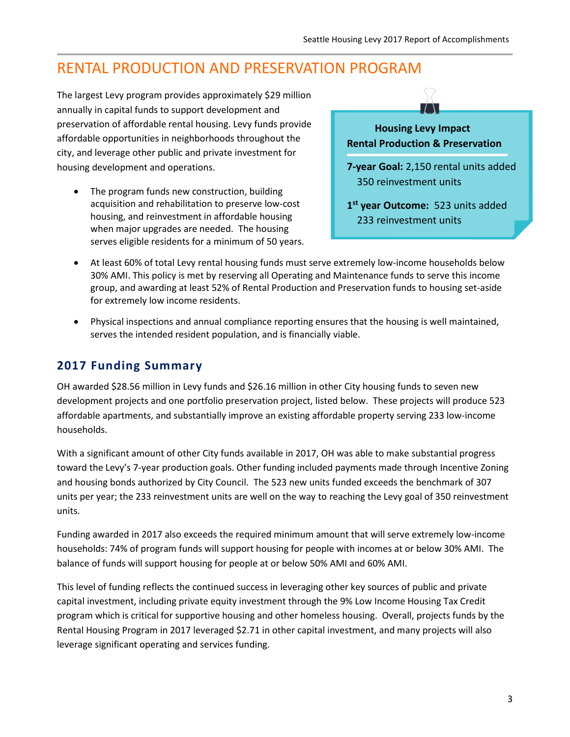# RENTAL PRODUCTION AND PRESERVATION PROGRAM

The largest Levy program provides approximately $29 million annually in capital funds to support development and preservation of affordable rental housing. Levy funds provide affordable opportunities in neighborhoods throughout the city, and leverage other public and private investment for housing development and operations.

**Housing Levy Impact**
**Rental Production & Preservation**

**7-year Goal:** 2,150 rental units added
350 reinvestment units

**1st year Outcome:** 523 units added
233 reinvestment units

- The program funds new construction, building acquisition and rehabilitation to preserve low-cost housing, and reinvestment in affordable housing when major upgrades are needed. The housing serves eligible residents for a minimum of 50 years.
- At least 60% of total Levy rental housing funds must serve extremely low-income households below 30% AMI. This policy is met by reserving all Operating and Maintenance funds to serve this income group, and awarding at least 52% of Rental Production and Preservation funds to housing set-aside for extremely low income residents.
- Physical inspections and annual compliance reporting ensures that the housing is well maintained, serves the intended resident population, and is financially viable.

## 2017 Funding Summary

OH awarded $28.56 million in Levy funds and $26.16 million in other City housing funds to seven new development projects and one portfolio preservation project, listed below. These projects will produce 523 affordable apartments, and substantially improve an existing affordable property serving 233 low-income households.

With a significant amount of other City funds available in 2017, OH was able to make substantial progress toward the Levy's 7-year production goals. Other funding included payments made through Incentive Zoning and housing bonds authorized by City Council. The 523 new units funded exceeds the benchmark of 307 units per year; the 233 reinvestment units are well on the way to reaching the Levy goal of 350 reinvestment units.

Funding awarded in 2017 also exceeds the required minimum amount that will serve extremely low-income households: 74% of program funds will support housing for people with incomes at or below 30% AMI. The balance of funds will support housing for people at or below 50% AMI and 60% AMI.

This level of funding reflects the continued success in leveraging other key sources of public and private capital investment, including private equity investment through the 9% Low Income Housing Tax Credit program which is critical for supportive housing and other homeless housing. Overall, projects funds by the Rental Housing Program in 2017 leveraged $2.71 in other capital investment, and many projects will also leverage significant operating and services funding.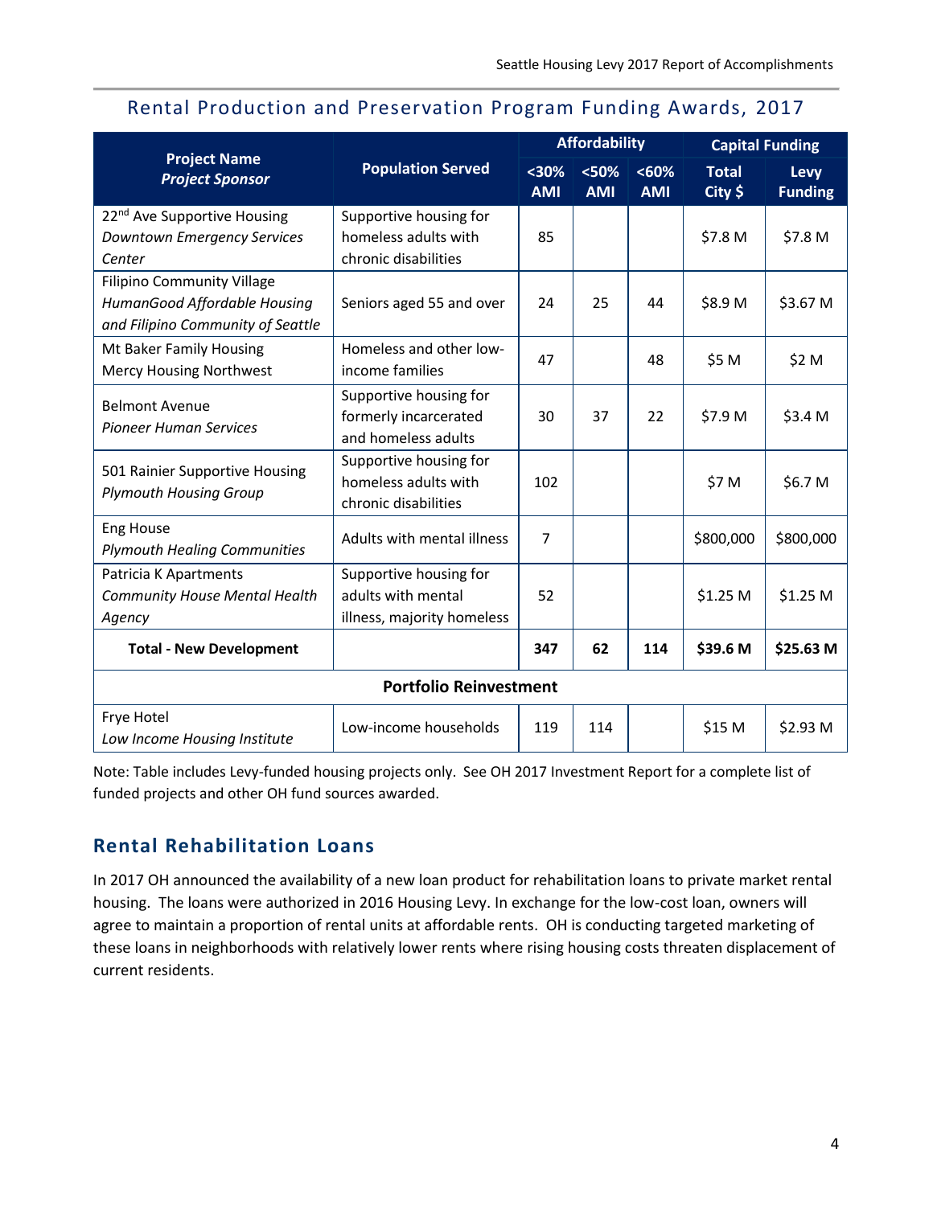## Rental Production and Preservation Program Funding Awards, 2017

| Project Name *Project Sponsor* | Population Served | Affordability | | | Capital Funding | |
|---|---|---|---|---|---|---|
| | | <30% AMI | <50% AMI | <60% AMI | Total City $ | Levy Funding |
| 22nd Ave Supportive Housing *Downtown Emergency Services Center* | Supportive housing for homeless adults with chronic disabilities | 85 | | | $7.8 M | $7.8 M |
| Filipino Community Village *HumanGood Affordable Housing and Filipino Community of Seattle* | Seniors aged 55 and over | 24 | 25 | 44 | $8.9 M | $3.67 M |
| Mt Baker Family Housing Mercy Housing Northwest | Homeless and other low-income families | 47 | | 48 | $5 M | $2 M |
| Belmont Avenue *Pioneer Human Services* | Supportive housing for formerly incarcerated and homeless adults | 30 | 37 | 22 | $7.9 M | $3.4 M |
| 501 Rainier Supportive Housing *Plymouth Housing Group* | Supportive housing for homeless adults with chronic disabilities | 102 | | | $7 M | $6.7 M |
| Eng House *Plymouth Healing Communities* | Adults with mental illness | 7 | | | $800,000 | $800,000 |
| Patricia K Apartments *Community House Mental Health Agency* | Supportive housing for adults with mental illness, majority homeless | 52 | | | $1.25 M | $1.25 M |
| **Total - New Development** | | **347** | **62** | **114** | **$39.6 M** | **$25.63 M** |
| **Portfolio Reinvestment** | | | | | | |
| Frye Hotel *Low Income Housing Institute* | Low-income households | 119 | 114 | | $15 M | $2.93 M |

Note: Table includes Levy-funded housing projects only. See OH 2017 Investment Report for a complete list of funded projects and other OH fund sources awarded.

## Rental Rehabilitation Loans

In 2017 OH announced the availability of a new loan product for rehabilitation loans to private market rental housing. The loans were authorized in 2016 Housing Levy. In exchange for the low-cost loan, owners will agree to maintain a proportion of rental units at affordable rents. OH is conducting targeted marketing of these loans in neighborhoods with relatively lower rents where rising housing costs threaten displacement of current residents.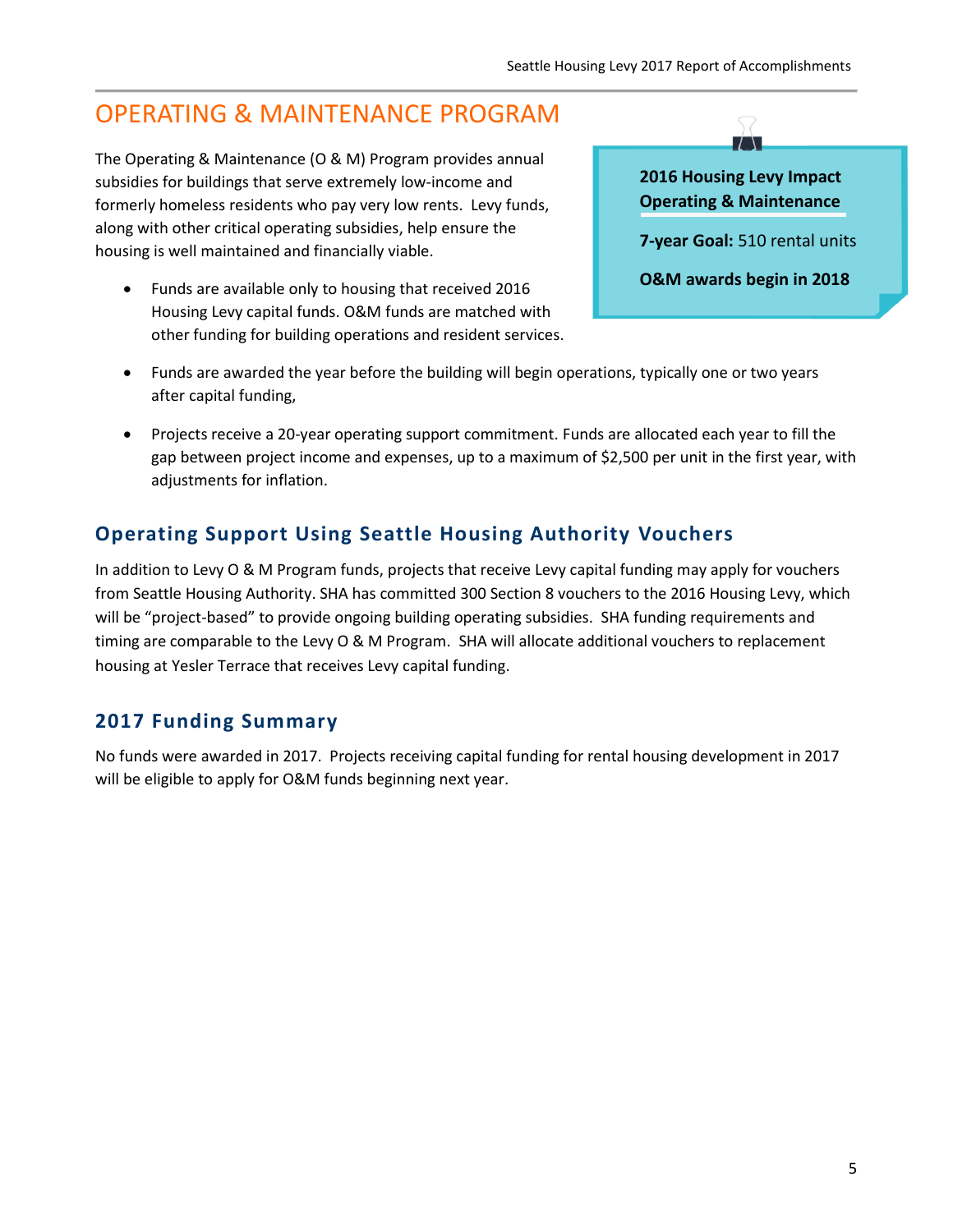# OPERATING & MAINTENANCE PROGRAM

The Operating & Maintenance (O & M) Program provides annual subsidies for buildings that serve extremely low-income and formerly homeless residents who pay very low rents. Levy funds, along with other critical operating subsidies, help ensure the housing is well maintained and financially viable.

**2016 Housing Levy Impact Operating & Maintenance**

**7-year Goal:** 510 rental units

**O&M awards begin in 2018**

- Funds are available only to housing that received 2016 Housing Levy capital funds. O&M funds are matched with other funding for building operations and resident services.
- Funds are awarded the year before the building will begin operations, typically one or two years after capital funding,
- Projects receive a 20-year operating support commitment. Funds are allocated each year to fill the gap between project income and expenses, up to a maximum of $2,500 per unit in the first year, with adjustments for inflation.

## Operating Support Using Seattle Housing Authority Vouchers

In addition to Levy O & M Program funds, projects that receive Levy capital funding may apply for vouchers from Seattle Housing Authority. SHA has committed 300 Section 8 vouchers to the 2016 Housing Levy, which will be "project-based" to provide ongoing building operating subsidies. SHA funding requirements and timing are comparable to the Levy O & M Program. SHA will allocate additional vouchers to replacement housing at Yesler Terrace that receives Levy capital funding.

## 2017 Funding Summary

No funds were awarded in 2017. Projects receiving capital funding for rental housing development in 2017 will be eligible to apply for O&M funds beginning next year.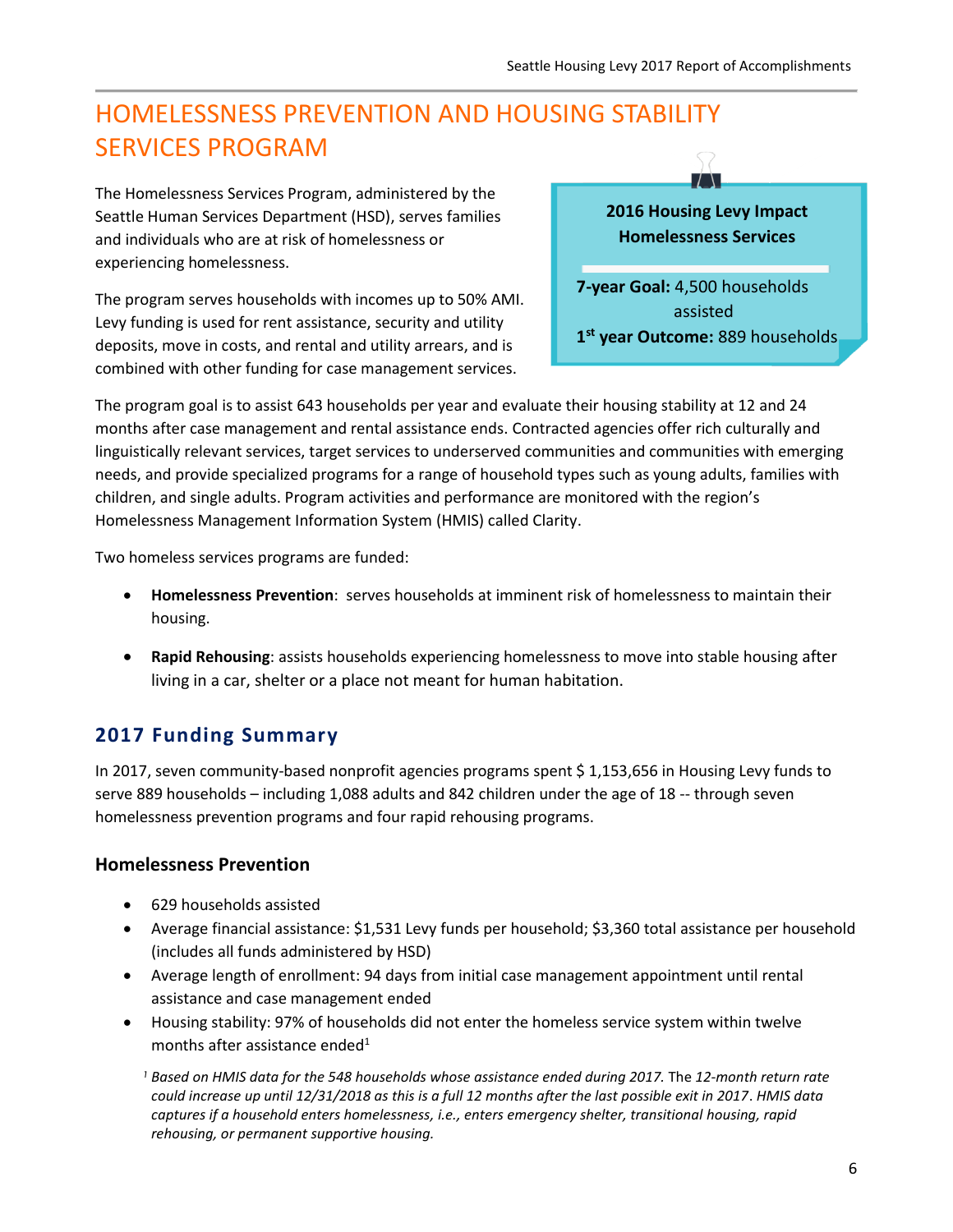# HOMELESSNESS PREVENTION AND HOUSING STABILITY SERVICES PROGRAM

The Homelessness Services Program, administered by the Seattle Human Services Department (HSD), serves families and individuals who are at risk of homelessness or experiencing homelessness.

The program serves households with incomes up to 50% AMI. Levy funding is used for rent assistance, security and utility deposits, move in costs, and rental and utility arrears, and is combined with other funding for case management services.

**2016 Housing Levy Impact Homelessness Services**

**7-year Goal:** 4,500 households assisted

**1st year Outcome:** 889 households

The program goal is to assist 643 households per year and evaluate their housing stability at 12 and 24 months after case management and rental assistance ends. Contracted agencies offer rich culturally and linguistically relevant services, target services to underserved communities and communities with emerging needs, and provide specialized programs for a range of household types such as young adults, families with children, and single adults. Program activities and performance are monitored with the region's Homelessness Management Information System (HMIS) called Clarity.

Two homeless services programs are funded:

- **Homelessness Prevention**: serves households at imminent risk of homelessness to maintain their housing.
- **Rapid Rehousing**: assists households experiencing homelessness to move into stable housing after living in a car, shelter or a place not meant for human habitation.

## 2017 Funding Summary

In 2017, seven community-based nonprofit agencies programs spent $ 1,153,656 in Housing Levy funds to serve 889 households – including 1,088 adults and 842 children under the age of 18 -- through seven homelessness prevention programs and four rapid rehousing programs.

### Homelessness Prevention

- 629 households assisted
- Average financial assistance: $1,531 Levy funds per household; $3,360 total assistance per household (includes all funds administered by HSD)
- Average length of enrollment: 94 days from initial case management appointment until rental assistance and case management ended
- Housing stability: 97% of households did not enter the homeless service system within twelve months after assistance ended[1]

[1] *Based on HMIS data for the 548 households whose assistance ended during 2017.* The *12-month return rate could increase up until 12/31/2018 as this is a full 12 months after the last possible exit in 2017*. *HMIS data captures if a household enters homelessness, i.e., enters emergency shelter, transitional housing, rapid rehousing, or permanent supportive housing.*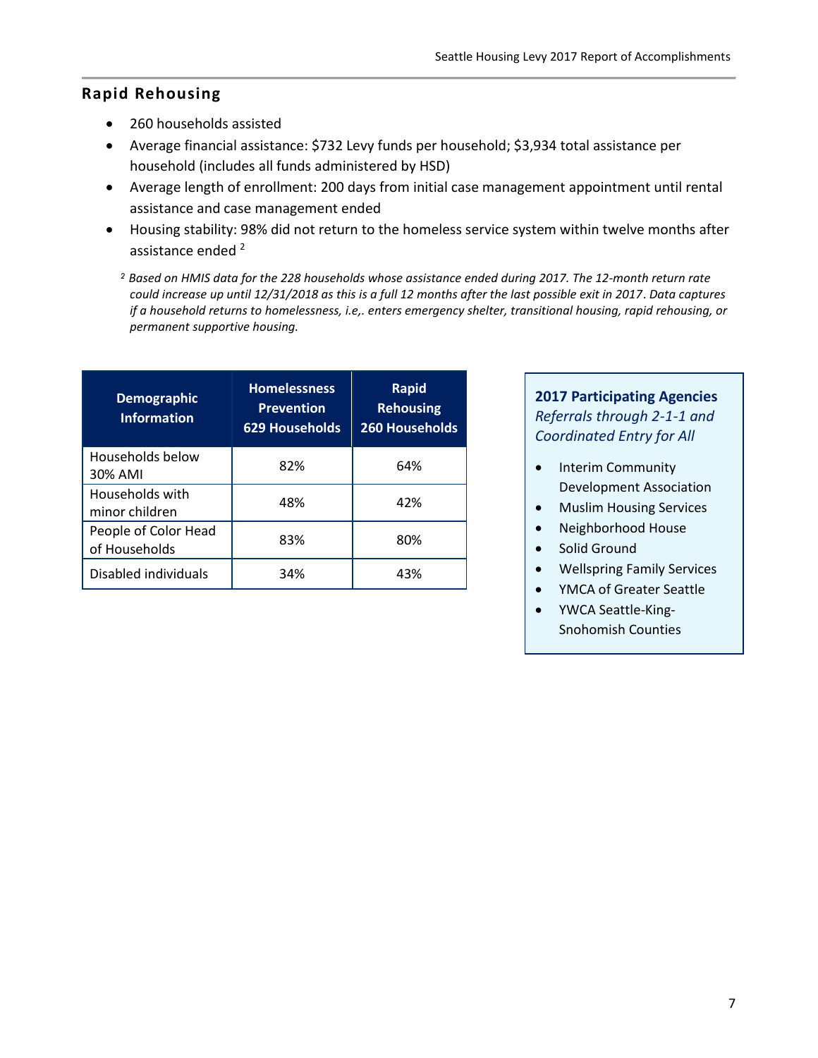## Rapid Rehousing

- 260 households assisted
- Average financial assistance: $732 Levy funds per household; $3,934 total assistance per household (includes all funds administered by HSD)
- Average length of enrollment: 200 days from initial case management appointment until rental assistance and case management ended
- Housing stability: 98% did not return to the homeless service system within twelve months after assistance ended [2]

*[2] Based on HMIS data for the 228 households whose assistance ended during 2017. The 12-month return rate could increase up until 12/31/2018 as this is a full 12 months after the last possible exit in 2017. Data captures if a household returns to homelessness, i.e,. enters emergency shelter, transitional housing, rapid rehousing, or permanent supportive housing.*

| Demographic Information | Homelessness Prevention 629 Households | Rapid Rehousing 260 Households |
|---|---|---|
| Households below 30% AMI | 82% | 64% |
| Households with minor children | 48% | 42% |
| People of Color Head of Households | 83% | 80% |
| Disabled individuals | 34% | 43% |

**2017 Participating Agencies**
*Referrals through 2-1-1 and Coordinated Entry for All*

- Interim Community Development Association
- Muslim Housing Services
- Neighborhood House
- Solid Ground
- Wellspring Family Services
- YMCA of Greater Seattle
- YWCA Seattle-King-Snohomish Counties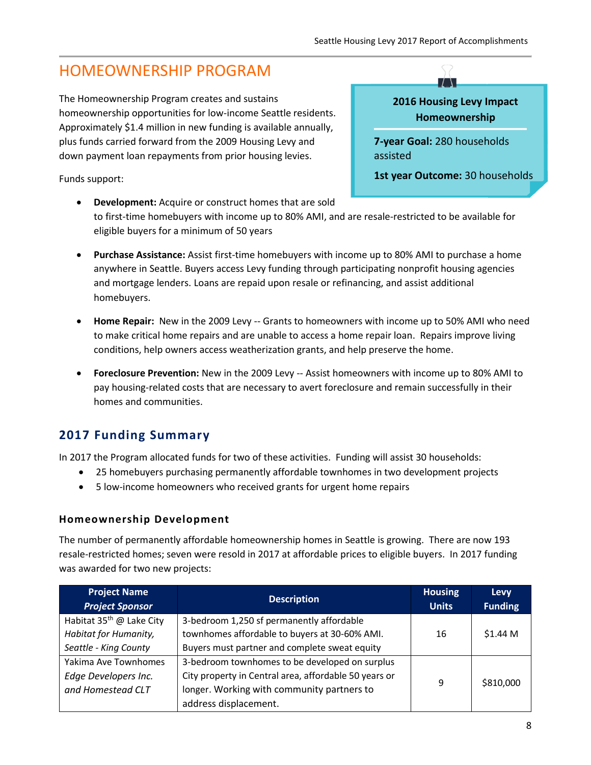# HOMEOWNERSHIP PROGRAM

The Homeownership Program creates and sustains homeownership opportunities for low-income Seattle residents. Approximately $1.4 million in new funding is available annually, plus funds carried forward from the 2009 Housing Levy and down payment loan repayments from prior housing levies.

**2016 Housing Levy Impact Homeownership**

**7-year Goal:** 280 households assisted

**1st year Outcome:** 30 households

Funds support:

- **Development:** Acquire or construct homes that are sold to first-time homebuyers with income up to 80% AMI, and are resale-restricted to be available for eligible buyers for a minimum of 50 years
- **Purchase Assistance:** Assist first-time homebuyers with income up to 80% AMI to purchase a home anywhere in Seattle. Buyers access Levy funding through participating nonprofit housing agencies and mortgage lenders. Loans are repaid upon resale or refinancing, and assist additional homebuyers.
- **Home Repair:** New in the 2009 Levy -- Grants to homeowners with income up to 50% AMI who need to make critical home repairs and are unable to access a home repair loan. Repairs improve living conditions, help owners access weatherization grants, and help preserve the home.
- **Foreclosure Prevention:** New in the 2009 Levy -- Assist homeowners with income up to 80% AMI to pay housing-related costs that are necessary to avert foreclosure and remain successfully in their homes and communities.

## 2017 Funding Summary

In 2017 the Program allocated funds for two of these activities. Funding will assist 30 households:

- 25 homebuyers purchasing permanently affordable townhomes in two development projects
- 5 low-income homeowners who received grants for urgent home repairs

### Homeownership Development

The number of permanently affordable homeownership homes in Seattle is growing. There are now 193 resale-restricted homes; seven were resold in 2017 at affordable prices to eligible buyers. In 2017 funding was awarded for two new projects:

| Project Name<br>*Project Sponsor* | Description | Housing Units | Levy Funding |
|---|---|---|---|
| Habitat 35th @ Lake City<br>*Habitat for Humanity, Seattle - King County* | 3-bedroom 1,250 sf permanently affordable townhomes affordable to buyers at 30-60% AMI. Buyers must partner and complete sweat equity | 16 | $1.44 M |
| Yakima Ave Townhomes<br>*Edge Developers Inc. and Homestead CLT* | 3-bedroom townhomes to be developed on surplus City property in Central area, affordable 50 years or longer. Working with community partners to address displacement. | 9 | $810,000 |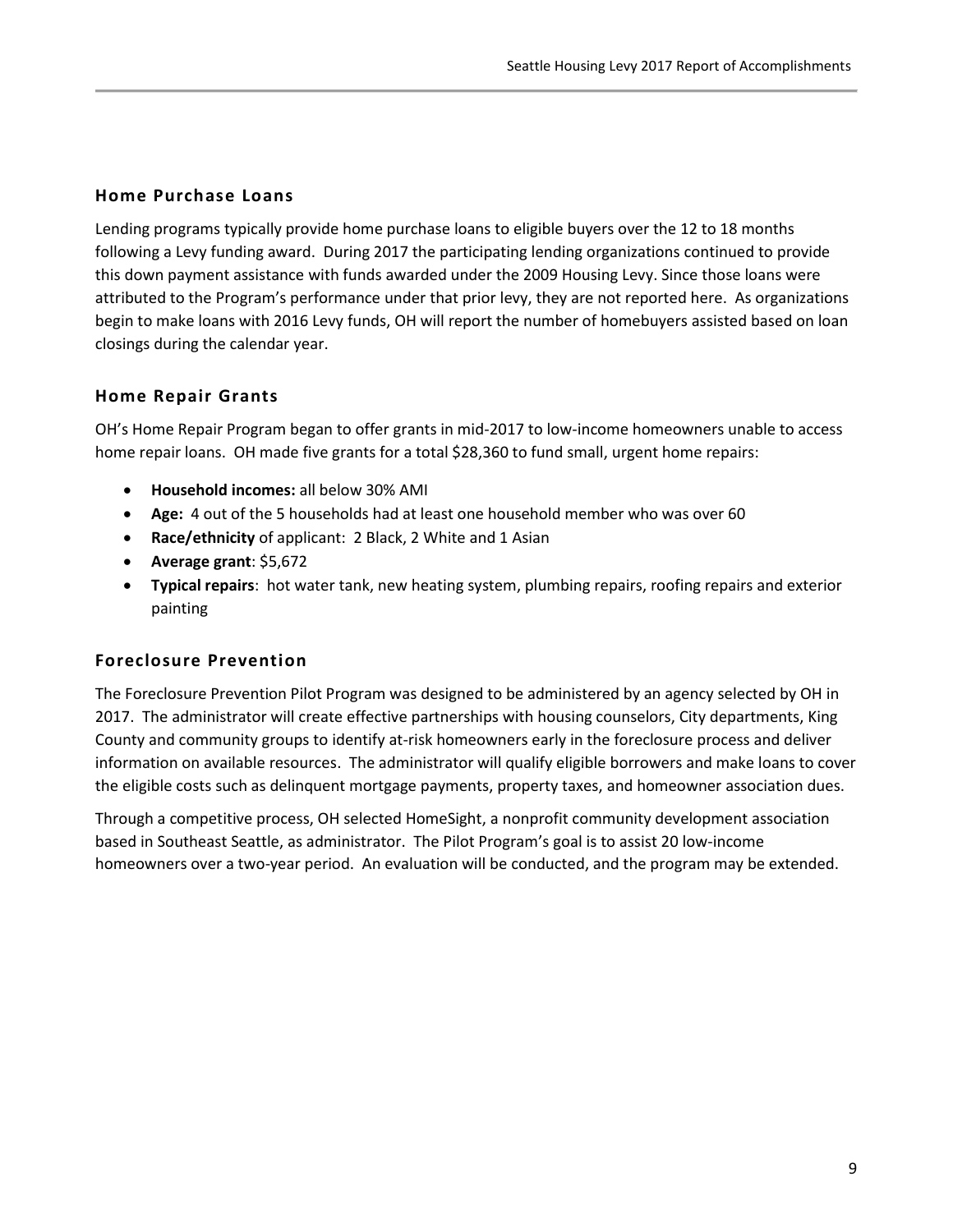## Home Purchase Loans

Lending programs typically provide home purchase loans to eligible buyers over the 12 to 18 months following a Levy funding award. During 2017 the participating lending organizations continued to provide this down payment assistance with funds awarded under the 2009 Housing Levy. Since those loans were attributed to the Program's performance under that prior levy, they are not reported here. As organizations begin to make loans with 2016 Levy funds, OH will report the number of homebuyers assisted based on loan closings during the calendar year.

## Home Repair Grants

OH's Home Repair Program began to offer grants in mid-2017 to low-income homeowners unable to access home repair loans. OH made five grants for a total $28,360 to fund small, urgent home repairs:

- **Household incomes:** all below 30% AMI
- **Age:** 4 out of the 5 households had at least one household member who was over 60
- **Race/ethnicity** of applicant: 2 Black, 2 White and 1 Asian
- **Average grant**: $5,672
- **Typical repairs**: hot water tank, new heating system, plumbing repairs, roofing repairs and exterior painting

## Foreclosure Prevention

The Foreclosure Prevention Pilot Program was designed to be administered by an agency selected by OH in 2017. The administrator will create effective partnerships with housing counselors, City departments, King County and community groups to identify at-risk homeowners early in the foreclosure process and deliver information on available resources. The administrator will qualify eligible borrowers and make loans to cover the eligible costs such as delinquent mortgage payments, property taxes, and homeowner association dues.

Through a competitive process, OH selected HomeSight, a nonprofit community development association based in Southeast Seattle, as administrator. The Pilot Program's goal is to assist 20 low-income homeowners over a two-year period. An evaluation will be conducted, and the program may be extended.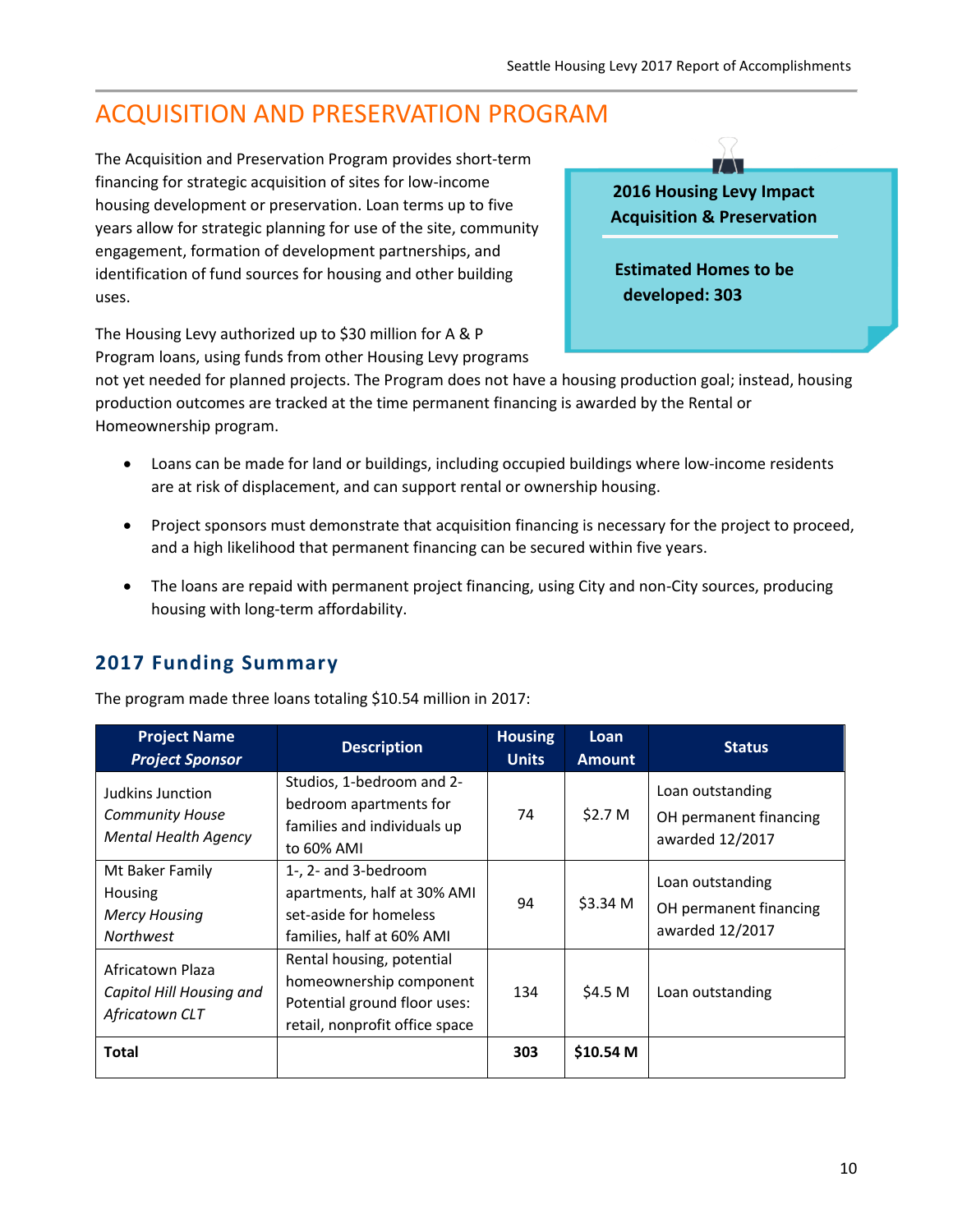# ACQUISITION AND PRESERVATION PROGRAM

The Acquisition and Preservation Program provides short-term financing for strategic acquisition of sites for low-income housing development or preservation. Loan terms up to five years allow for strategic planning for use of the site, community engagement, formation of development partnerships, and identification of fund sources for housing and other building uses.

**2016 Housing Levy Impact Acquisition & Preservation**

**Estimated Homes to be developed: 303**

The Housing Levy authorized up to $30 million for A & P Program loans, using funds from other Housing Levy programs not yet needed for planned projects. The Program does not have a housing production goal; instead, housing production outcomes are tracked at the time permanent financing is awarded by the Rental or Homeownership program.

- Loans can be made for land or buildings, including occupied buildings where low-income residents are at risk of displacement, and can support rental or ownership housing.
- Project sponsors must demonstrate that acquisition financing is necessary for the project to proceed, and a high likelihood that permanent financing can be secured within five years.
- The loans are repaid with permanent project financing, using City and non-City sources, producing housing with long-term affordability.

## 2017 Funding Summary

The program made three loans totaling $10.54 million in 2017:

| Project Name *Project Sponsor* | Description | Housing Units | Loan Amount | Status |
|---|---|---|---|---|
| Judkins Junction *Community House Mental Health Agency* | Studios, 1-bedroom and 2-bedroom apartments for families and individuals up to 60% AMI | 74 | $2.7 M | Loan outstanding OH permanent financing awarded 12/2017 |
| Mt Baker Family Housing *Mercy Housing Northwest* | 1-, 2- and 3-bedroom apartments, half at 30% AMI set-aside for homeless families, half at 60% AMI | 94 | $3.34 M | Loan outstanding OH permanent financing awarded 12/2017 |
| Africatown Plaza *Capitol Hill Housing and Africatown CLT* | Rental housing, potential homeownership component Potential ground floor uses: retail, nonprofit office space | 134 | $4.5 M | Loan outstanding |
| **Total** | | **303** | **$10.54 M** | |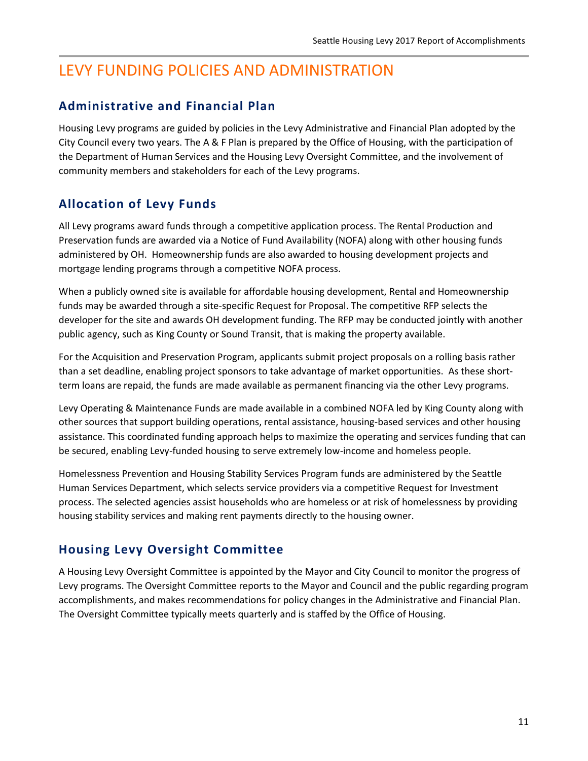# LEVY FUNDING POLICIES AND ADMINISTRATION

## Administrative and Financial Plan

Housing Levy programs are guided by policies in the Levy Administrative and Financial Plan adopted by the City Council every two years. The A & F Plan is prepared by the Office of Housing, with the participation of the Department of Human Services and the Housing Levy Oversight Committee, and the involvement of community members and stakeholders for each of the Levy programs.

## Allocation of Levy Funds

All Levy programs award funds through a competitive application process. The Rental Production and Preservation funds are awarded via a Notice of Fund Availability (NOFA) along with other housing funds administered by OH. Homeownership funds are also awarded to housing development projects and mortgage lending programs through a competitive NOFA process.

When a publicly owned site is available for affordable housing development, Rental and Homeownership funds may be awarded through a site-specific Request for Proposal. The competitive RFP selects the developer for the site and awards OH development funding. The RFP may be conducted jointly with another public agency, such as King County or Sound Transit, that is making the property available.

For the Acquisition and Preservation Program, applicants submit project proposals on a rolling basis rather than a set deadline, enabling project sponsors to take advantage of market opportunities. As these short-term loans are repaid, the funds are made available as permanent financing via the other Levy programs.

Levy Operating & Maintenance Funds are made available in a combined NOFA led by King County along with other sources that support building operations, rental assistance, housing-based services and other housing assistance. This coordinated funding approach helps to maximize the operating and services funding that can be secured, enabling Levy-funded housing to serve extremely low-income and homeless people.

Homelessness Prevention and Housing Stability Services Program funds are administered by the Seattle Human Services Department, which selects service providers via a competitive Request for Investment process. The selected agencies assist households who are homeless or at risk of homelessness by providing housing stability services and making rent payments directly to the housing owner.

## Housing Levy Oversight Committee

A Housing Levy Oversight Committee is appointed by the Mayor and City Council to monitor the progress of Levy programs. The Oversight Committee reports to the Mayor and Council and the public regarding program accomplishments, and makes recommendations for policy changes in the Administrative and Financial Plan. The Oversight Committee typically meets quarterly and is staffed by the Office of Housing.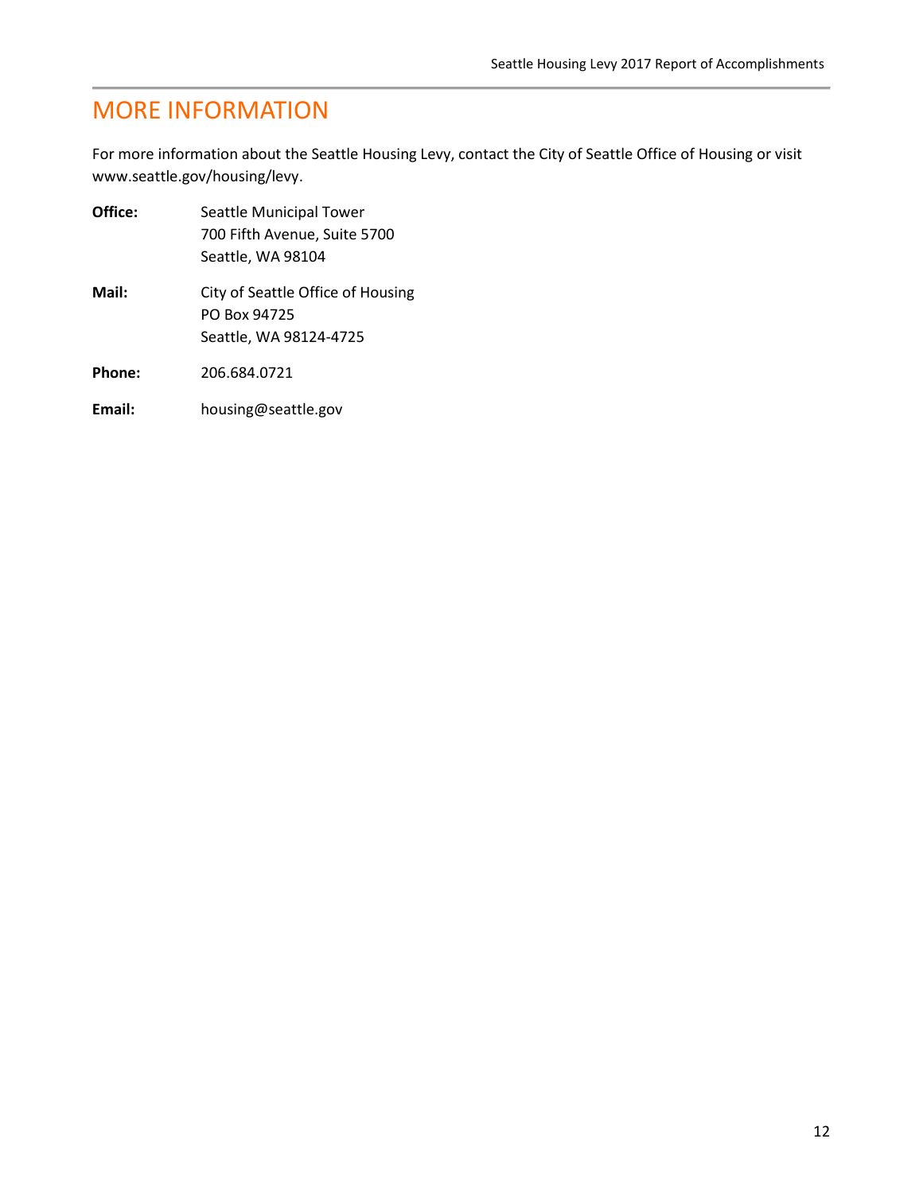# MORE INFORMATION

For more information about the Seattle Housing Levy, contact the City of Seattle Office of Housing or visit www.seattle.gov/housing/levy.

**Office:** Seattle Municipal Tower
700 Fifth Avenue, Suite 5700
Seattle, WA 98104

**Mail:** City of Seattle Office of Housing
PO Box 94725
Seattle, WA 98124-4725

**Phone:** 206.684.0721

**Email:** housing@seattle.gov